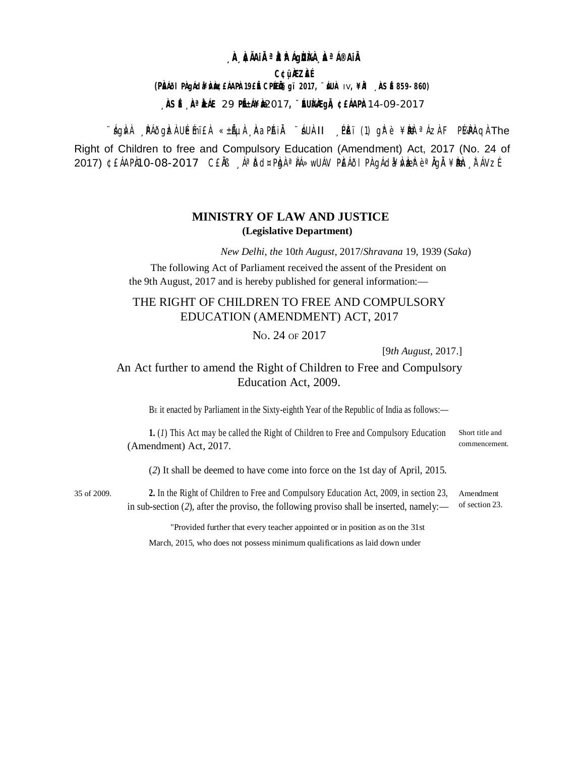¸ÀA¸ÀÝÃAiÀÄ ªÀåªÀºÁgÀUÀ¼ÀÄ ¸ÀaªÁ®AiÀÄ

C¢ü¸ÀÆZÀ£É

(PÀ£ÁðlPÀ gÁdå¥ÀvÀæ ¢£ÁAPÀ 19£Éà CPÉÆÖçgï 2017, ¨sÁUÀ IV, ¥ÀÄl ¸ÀASÉå 859-860)

¸ÀASÉå ¸ÀAªÀå±ÁE 29 PÉÃAzÀæ 2017, ¨ÉAUÀ¼ÀÆgÀÄ, ¢£ÁAPÀ 14-09-2017

¨sÁgÀvÀ ¸ÀPÁðgÀzÀ PÁ£ÀÆ£ÀÄ ªÀÄvÀÄÛ £ÁåAiÀÄ ¸ÀaªÁ®AiÀÄ ¨sÁUÀ II ¸ÉPÀë£ï (1) gÀ°è ¥ÀæPÀlªÁzÀ F PÉ¼ÀPÀAqÀ The Right of Children to free and Compulsory Education (Amendment) Act, 2017 (No. 24 of 2017) ¢£ÁAPÀ 10-08-2017 C£ÀÄß ¸ÁªÀðd¤PÀgÀ ªÀiÁ»wUÁV PÀ£ÁðlPÀ gÁdå¥ÀvÀæzÀ°è ªÀÄgÀÄ ¥ÀæPÀn¸À¯ÁVzÉ

## MINISTRY OF LAW AND JUSTICE

**(Legislative Department)**

*New Delhi, the* 10*th August,* 2017/*Shravana* 19, 1939 (*Saka*)

The following Act of Parliament received the assent of the President on the 9th August, 2017 and is hereby published for general information:—

# THE RIGHT OF CHILDREN TO FREE AND COMPULSORY EDUCATION (AMENDMENT) ACT, 2017

No. 24 of 2017

[9*th August*, 2017.]

An Act further to amend the Right of Children to Free and Compulsory Education Act, 2009.

Be it enacted by Parliament in the Sixty-eighth Year of the Republic of India as follows:—

Short title and commencement.

**1.** (*1*) This Act may be called the Right of Children to Free and Compulsory Education (Amendment) Act, 2017.

(*2*) It shall be deemed to have come into force on the 1st day of April, 2015.

35 of 2009.

Amendment of section 23.

**2.** In the Right of Children to Free and Compulsory Education Act, 2009, in section 23, in sub-section (*2*), after the proviso, the following proviso shall be inserted, namely:—

"Provided further that every teacher appointed or in position as on the 31st March, 2015, who does not possess minimum qualifications as laid down under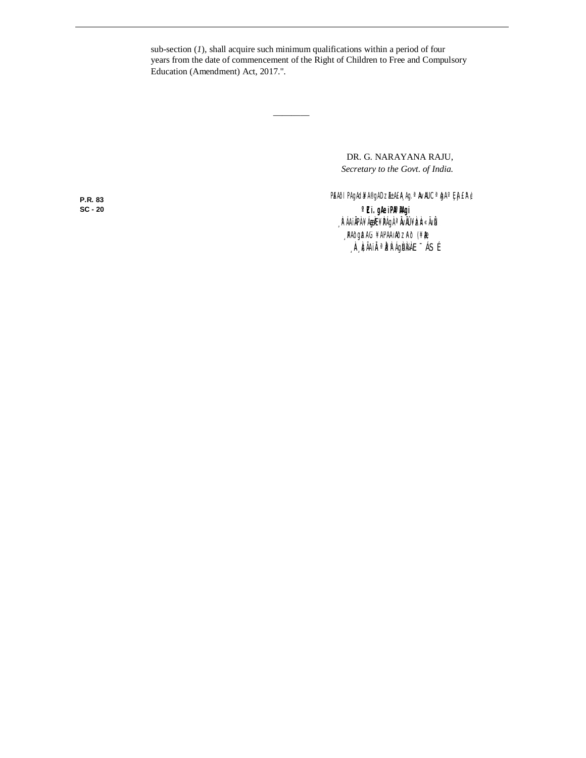sub-section (*1*), shall acquire such minimum qualifications within a period of four years from the date of commencement of the Right of Children to Free and Compulsory Education (Amendment) Act, 2017.".

________

DR. G. NARAYANA RAJU,
*Secretary to the Govt. of India.*

P.R. 83
SC - 20